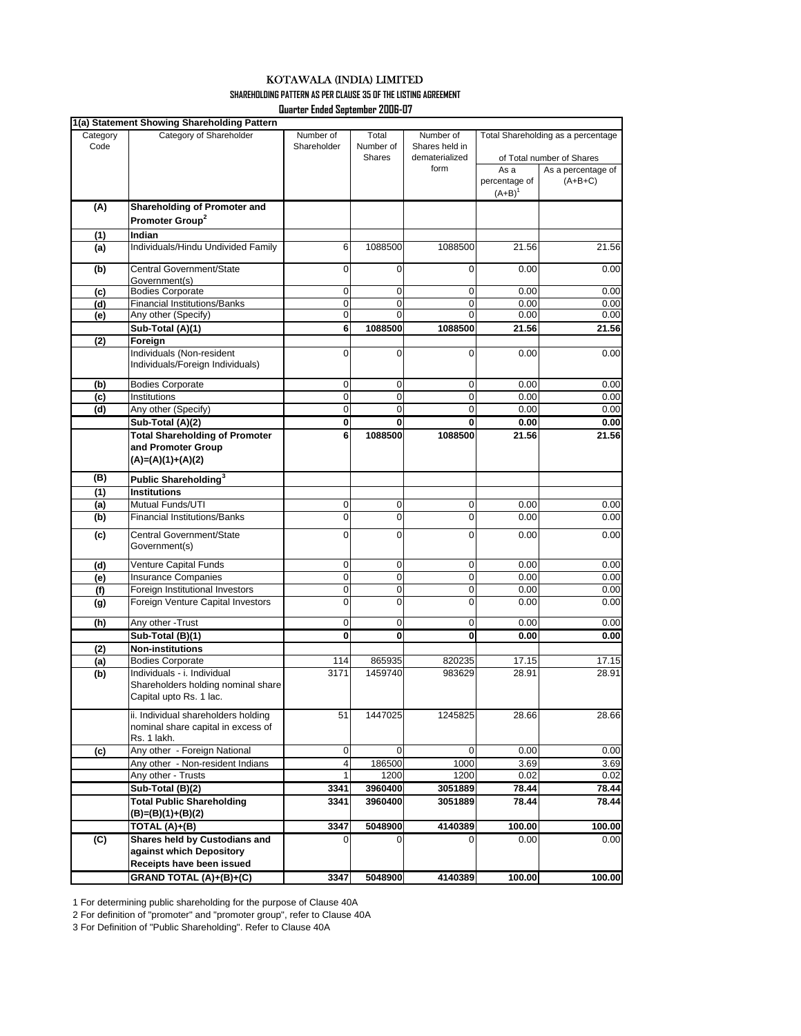# KOTAWALA (INDIA) LIMITED

**SHAREHOLDING PATTERN AS PER CLAUSE 35 OF THE LISTING AGREEMENT**

**Quarter Ended September 2006-07**

**1(a) Statement Showing Shareholding Pattern**

| Category Code | Category of Shareholder | Number of Shareholder | Total Number of Shares | Number of Shares held in dematerialized form | Total Shareholding as a percentage of Total number of Shares | |
|---|---|---|---|---|---|---|
| | | | | | As a percentage of (A+B)[1] | As a percentage of (A+B+C) |
| **(A)** | **Shareholding of Promoter and Promoter Group[2]** | | | | | |
| **(1)** | **Indian** | | | | | |
| **(a)** | Individuals/Hindu Undivided Family | 6 | 1088500 | 1088500 | 21.56 | 21.56 |
| **(b)** | Central Government/State Government(s) | 0 | 0 | 0 | 0.00 | 0.00 |
| **(c)** | Bodies Corporate | 0 | 0 | 0 | 0.00 | 0.00 |
| **(d)** | Financial Institutions/Banks | 0 | 0 | 0 | 0.00 | 0.00 |
| **(e)** | Any other (Specify) | 0 | 0 | 0 | 0.00 | 0.00 |
| | **Sub-Total (A)(1)** | **6** | **1088500** | **1088500** | **21.56** | **21.56** |
| **(2)** | **Foreign** | | | | | |
| | Individuals (Non-resident Individuals/Foreign Individuals) | 0 | 0 | 0 | 0.00 | 0.00 |
| **(b)** | Bodies Corporate | 0 | 0 | 0 | 0.00 | 0.00 |
| **(c)** | Institutions | 0 | 0 | 0 | 0.00 | 0.00 |
| **(d)** | Any other (Specify) | 0 | 0 | 0 | 0.00 | 0.00 |
| | **Sub-Total (A)(2)** | **0** | **0** | **0** | **0.00** | **0.00** |
| | **Total Shareholding of Promoter and Promoter Group (A)=(A)(1)+(A)(2)** | **6** | **1088500** | **1088500** | **21.56** | **21.56** |
| **(B)** | **Public Shareholding[3]** | | | | | |
| **(1)** | **Institutions** | | | | | |
| **(a)** | Mutual Funds/UTI | 0 | 0 | 0 | 0.00 | 0.00 |
| **(b)** | Financial Institutions/Banks | 0 | 0 | 0 | 0.00 | 0.00 |
| **(c)** | Central Government/State Government(s) | 0 | 0 | 0 | 0.00 | 0.00 |
| **(d)** | Venture Capital Funds | 0 | 0 | 0 | 0.00 | 0.00 |
| **(e)** | Insurance Companies | 0 | 0 | 0 | 0.00 | 0.00 |
| **(f)** | Foreign Institutional Investors | 0 | 0 | 0 | 0.00 | 0.00 |
| **(g)** | Foreign Venture Capital Investors | 0 | 0 | 0 | 0.00 | 0.00 |
| **(h)** | Any other -Trust | 0 | 0 | 0 | 0.00 | 0.00 |
| | **Sub-Total (B)(1)** | **0** | **0** | **0** | **0.00** | **0.00** |
| **(2)** | **Non-institutions** | | | | | |
| **(a)** | Bodies Corporate | 114 | 865935 | 820235 | 17.15 | 17.15 |
| **(b)** | Individuals - i. Individual Shareholders holding nominal share Capital upto Rs. 1 lac. | 3171 | 1459740 | 983629 | 28.91 | 28.91 |
| | ii. Individual shareholders holding nominal share capital in excess of Rs. 1 lakh. | 51 | 1447025 | 1245825 | 28.66 | 28.66 |
| **(c)** | Any other - Foreign National | 0 | 0 | 0 | 0.00 | 0.00 |
| | Any other - Non-resident Indians | 4 | 186500 | 1000 | 3.69 | 3.69 |
| | Any other - Trusts | 1 | 1200 | 1200 | 0.02 | 0.02 |
| | **Sub-Total (B)(2)** | **3341** | **3960400** | **3051889** | **78.44** | **78.44** |
| | **Total Public Shareholding (B)=(B)(1)+(B)(2)** | **3341** | **3960400** | **3051889** | **78.44** | **78.44** |
| | **TOTAL (A)+(B)** | **3347** | **5048900** | **4140389** | **100.00** | **100.00** |
| **(C)** | **Shares held by Custodians and against which Depository Receipts have been issued** | 0 | 0 | 0 | 0.00 | 0.00 |
| | **GRAND TOTAL (A)+(B)+(C)** | **3347** | **5048900** | **4140389** | **100.00** | **100.00** |

1 For determining public shareholding for the purpose of Clause 40A

2 For definition of "promoter" and "promoter group", refer to Clause 40A

3 For Definition of "Public Shareholding". Refer to Clause 40A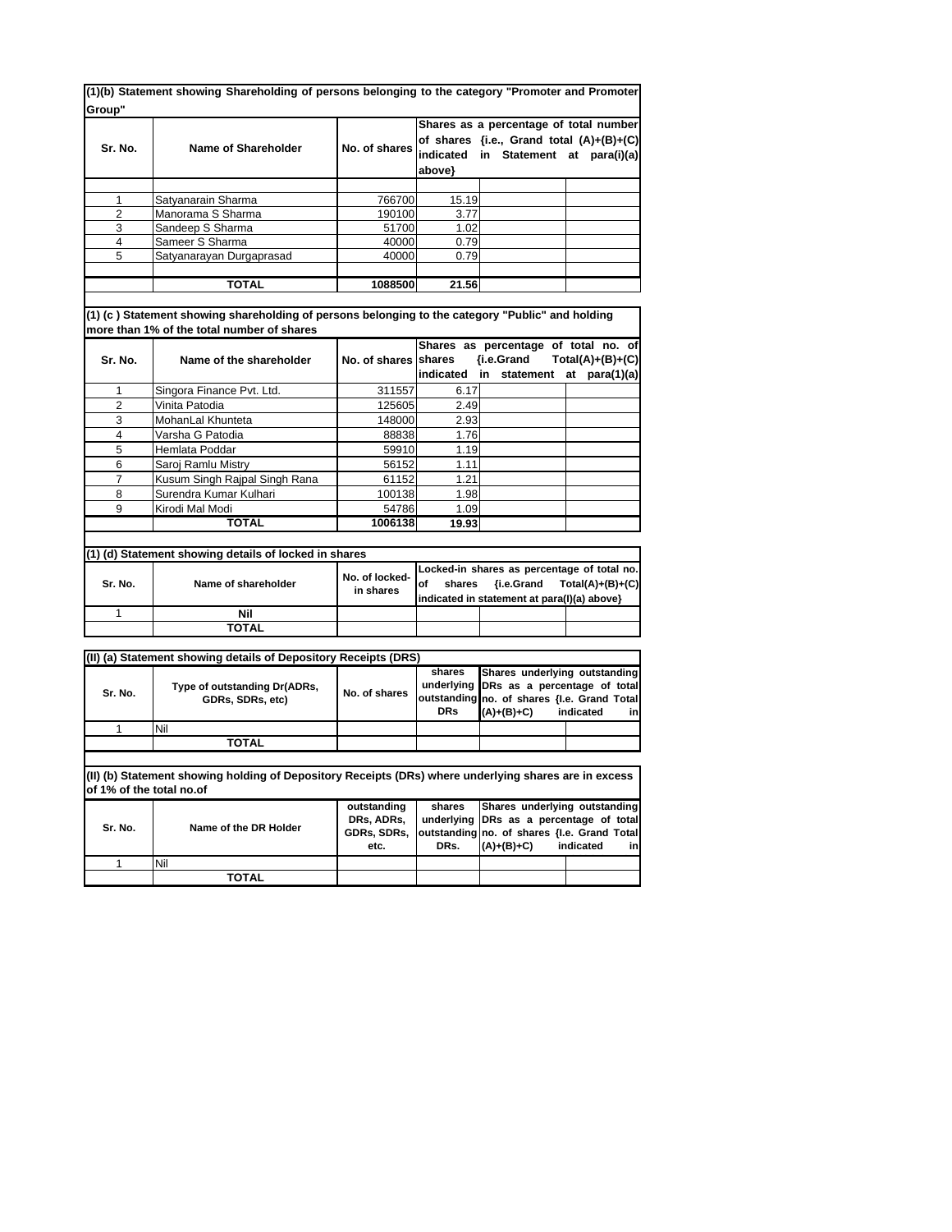**(1)(b) Statement showing Shareholding of persons belonging to the category "Promoter and Promoter Group"**

| Sr. No. | Name of Shareholder | No. of shares | Shares as a percentage of total number of shares {i.e., Grand total (A)+(B)+(C) indicated in Statement at para(i)(a) above} | | |
|---|---|---|---|---|---|
| 1 | Satyanarain Sharma | 766700 | 15.19 | | |
| 2 | Manorama S Sharma | 190100 | 3.77 | | |
| 3 | Sandeep S Sharma | 51700 | 1.02 | | |
| 4 | Sameer S Sharma | 40000 | 0.79 | | |
| 5 | Satyanarayan Durgaprasad | 40000 | 0.79 | | |
| | **TOTAL** | **1088500** | **21.56** | | |

**(1) (c ) Statement showing shareholding of persons belonging to the category "Public" and holding more than 1% of the total number of shares**

| Sr. No. | Name of the shareholder | No. of shares | Shares as percentage of total no. of shares {i.e.Grand Total(A)+(B)+(C) indicated in statement at para(1)(a) | | |
|---|---|---|---|---|---|
| 1 | Singora Finance Pvt. Ltd. | 311557 | 6.17 | | |
| 2 | Vinita Patodia | 125605 | 2.49 | | |
| 3 | MohanLal Khunteta | 148000 | 2.93 | | |
| 4 | Varsha G Patodia | 88838 | 1.76 | | |
| 5 | Hemlata Poddar | 59910 | 1.19 | | |
| 6 | Saroj Ramlu Mistry | 56152 | 1.11 | | |
| 7 | Kusum Singh Rajpal Singh Rana | 61152 | 1.21 | | |
| 8 | Surendra Kumar Kulhari | 100138 | 1.98 | | |
| 9 | Kirodi Mal Modi | 54786 | 1.09 | | |
| | **TOTAL** | **1006138** | **19.93** | | |

**(1) (d) Statement showing details of locked in shares**

| Sr. No. | Name of shareholder | No. of locked-in shares | Locked-in shares as percentage of total no. of shares {i.e.Grand Total(A)+(B)+(C) indicated in statement at para(I)(a) above} | | |
|---|---|---|---|---|---|
| 1 | **Nil** | | | | |
| | **TOTAL** | | | | |

**(II) (a) Statement showing details of Depository Receipts (DRS)**

| Sr. No. | Type of outstanding Dr(ADRs, GDRs, SDRs, etc) | No. of shares | shares underlying outstanding DRs | Shares underlying outstanding DRs as a percentage of total no. of shares {I.e. Grand Total (A)+(B)+C) indicated in | |
|---|---|---|---|---|---|
| 1 | Nil | | | | |
| | **TOTAL** | | | | |

**(II) (b) Statement showing holding of Depository Receipts (DRs) where underlying shares are in excess of 1% of the total no.of**

| Sr. No. | Name of the DR Holder | outstanding DRs, ADRs, GDRs, SDRs, etc. | shares underlying outstanding DRs. | Shares underlying outstanding DRs as a percentage of total no. of shares {I.e. Grand Total (A)+(B)+C) indicated in | |
|---|---|---|---|---|---|
| 1 | Nil | | | | |
| | **TOTAL** | | | | |